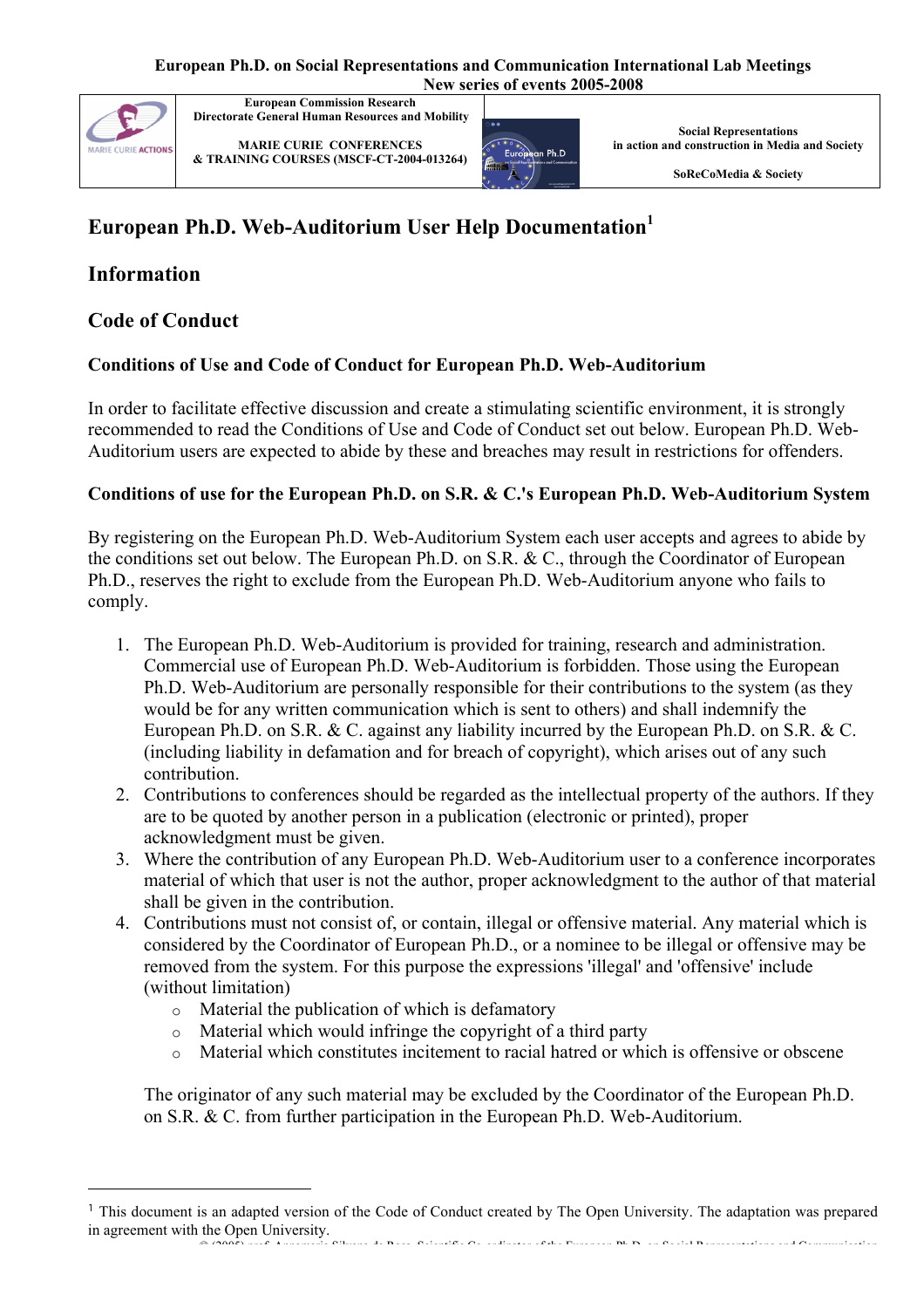European Ph.D. on Social Representations and Communication International Lab Meetings
New series of events 2005-2008

| | European Commission Research Directorate General Human Resources and Mobility<br><br>MARIE CURIE CONFERENCES & TRAINING COURSES (MSCF-CT-2004-013264) | | Social Representations in action and construction in Media and Society<br><br>SoReCoMedia & Society |
|---|---|---|---|

# European Ph.D. Web-Auditorium User Help Documentation[1]

## Information

## Code of Conduct

### Conditions of Use and Code of Conduct for European Ph.D. Web-Auditorium

In order to facilitate effective discussion and create a stimulating scientific environment, it is strongly recommended to read the Conditions of Use and Code of Conduct set out below. European Ph.D. Web-Auditorium users are expected to abide by these and breaches may result in restrictions for offenders.

### Conditions of use for the European Ph.D. on S.R. & C.'s European Ph.D. Web-Auditorium System

By registering on the European Ph.D. Web-Auditorium System each user accepts and agrees to abide by the conditions set out below. The European Ph.D. on S.R. & C., through the Coordinator of European Ph.D., reserves the right to exclude from the European Ph.D. Web-Auditorium anyone who fails to comply.

1. The European Ph.D. Web-Auditorium is provided for training, research and administration. Commercial use of European Ph.D. Web-Auditorium is forbidden. Those using the European Ph.D. Web-Auditorium are personally responsible for their contributions to the system (as they would be for any written communication which is sent to others) and shall indemnify the European Ph.D. on S.R. & C. against any liability incurred by the European Ph.D. on S.R. & C. (including liability in defamation and for breach of copyright), which arises out of any such contribution.
2. Contributions to conferences should be regarded as the intellectual property of the authors. If they are to be quoted by another person in a publication (electronic or printed), proper acknowledgment must be given.
3. Where the contribution of any European Ph.D. Web-Auditorium user to a conference incorporates material of which that user is not the author, proper acknowledgment to the author of that material shall be given in the contribution.
4. Contributions must not consist of, or contain, illegal or offensive material. Any material which is considered by the Coordinator of European Ph.D., or a nominee to be illegal or offensive may be removed from the system. For this purpose the expressions 'illegal' and 'offensive' include (without limitation)
   - Material the publication of which is defamatory
   - Material which would infringe the copyright of a third party
   - Material which constitutes incitement to racial hatred or which is offensive or obscene

   The originator of any such material may be excluded by the Coordinator of the European Ph.D. on S.R. & C. from further participation in the European Ph.D. Web-Auditorium.

---

[1] This document is an adapted version of the Code of Conduct created by The Open University. The adaptation was prepared in agreement with the Open University.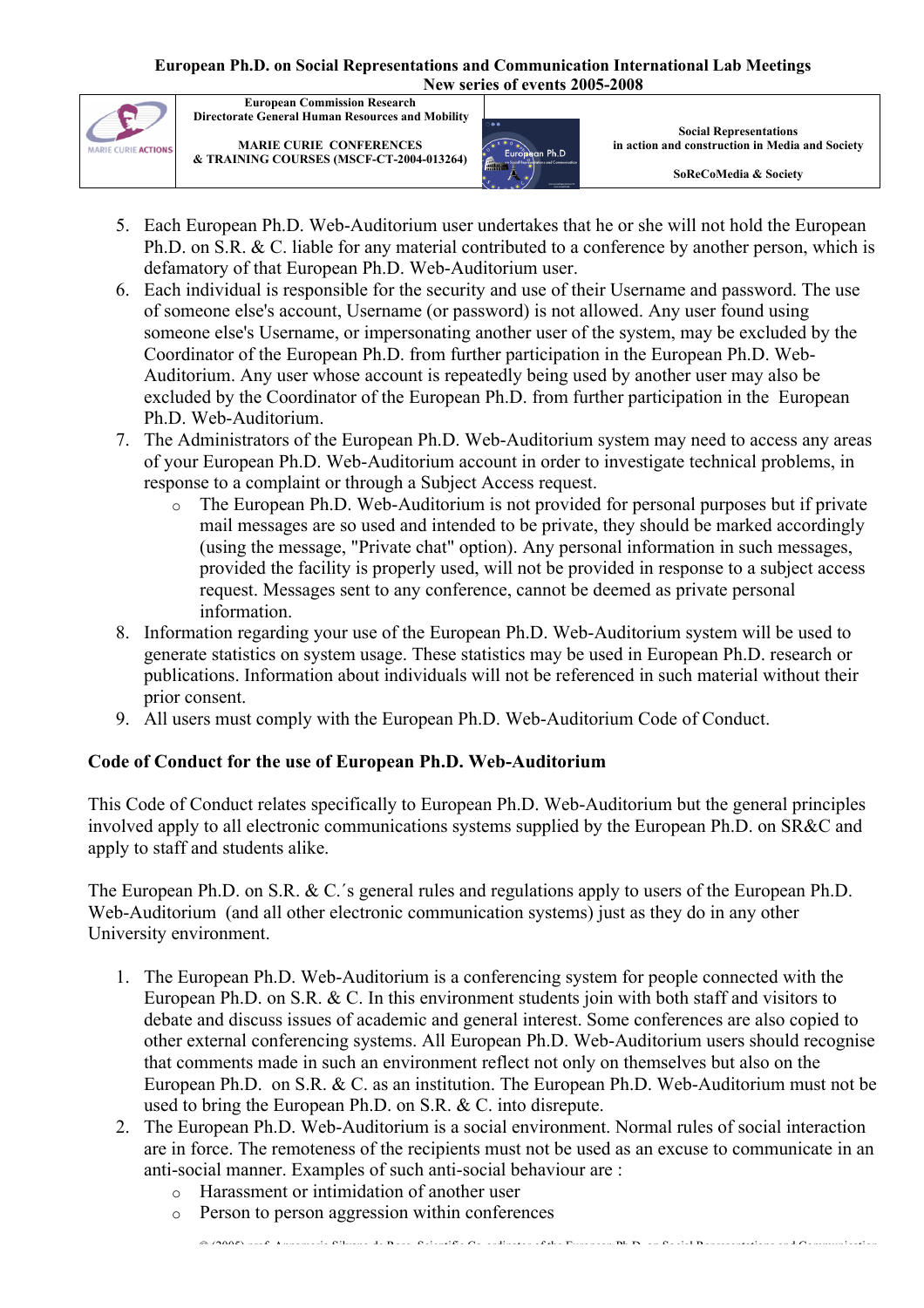5. Each European Ph.D. Web-Auditorium user undertakes that he or she will not hold the European Ph.D. on S.R. & C. liable for any material contributed to a conference by another person, which is defamatory of that European Ph.D. Web-Auditorium user.
6. Each individual is responsible for the security and use of their Username and password. The use of someone else's account, Username (or password) is not allowed. Any user found using someone else's Username, or impersonating another user of the system, may be excluded by the Coordinator of the European Ph.D. from further participation in the European Ph.D. Web-Auditorium. Any user whose account is repeatedly being used by another user may also be excluded by the Coordinator of the European Ph.D. from further participation in the European Ph.D. Web-Auditorium.
7. The Administrators of the European Ph.D. Web-Auditorium system may need to access any areas of your European Ph.D. Web-Auditorium account in order to investigate technical problems, in response to a complaint or through a Subject Access request.
    - The European Ph.D. Web-Auditorium is not provided for personal purposes but if private mail messages are so used and intended to be private, they should be marked accordingly (using the message, "Private chat" option). Any personal information in such messages, provided the facility is properly used, will not be provided in response to a subject access request. Messages sent to any conference, cannot be deemed as private personal information.
8. Information regarding your use of the European Ph.D. Web-Auditorium system will be used to generate statistics on system usage. These statistics may be used in European Ph.D. research or publications. Information about individuals will not be referenced in such material without their prior consent.
9. All users must comply with the European Ph.D. Web-Auditorium Code of Conduct.

**Code of Conduct for the use of European Ph.D. Web-Auditorium**

This Code of Conduct relates specifically to European Ph.D. Web-Auditorium but the general principles involved apply to all electronic communications systems supplied by the European Ph.D. on SR&C and apply to staff and students alike.

The European Ph.D. on S.R. & C.´s general rules and regulations apply to users of the European Ph.D. Web-Auditorium (and all other electronic communication systems) just as they do in any other University environment.

1. The European Ph.D. Web-Auditorium is a conferencing system for people connected with the European Ph.D. on S.R. & C. In this environment students join with both staff and visitors to debate and discuss issues of academic and general interest. Some conferences are also copied to other external conferencing systems. All European Ph.D. Web-Auditorium users should recognise that comments made in such an environment reflect not only on themselves but also on the European Ph.D. on S.R. & C. as an institution. The European Ph.D. Web-Auditorium must not be used to bring the European Ph.D. on S.R. & C. into disrepute.
2. The European Ph.D. Web-Auditorium is a social environment. Normal rules of social interaction are in force. The remoteness of the recipients must not be used as an excuse to communicate in an anti-social manner. Examples of such anti-social behaviour are :
    - Harassment or intimidation of another user
    - Person to person aggression within conferences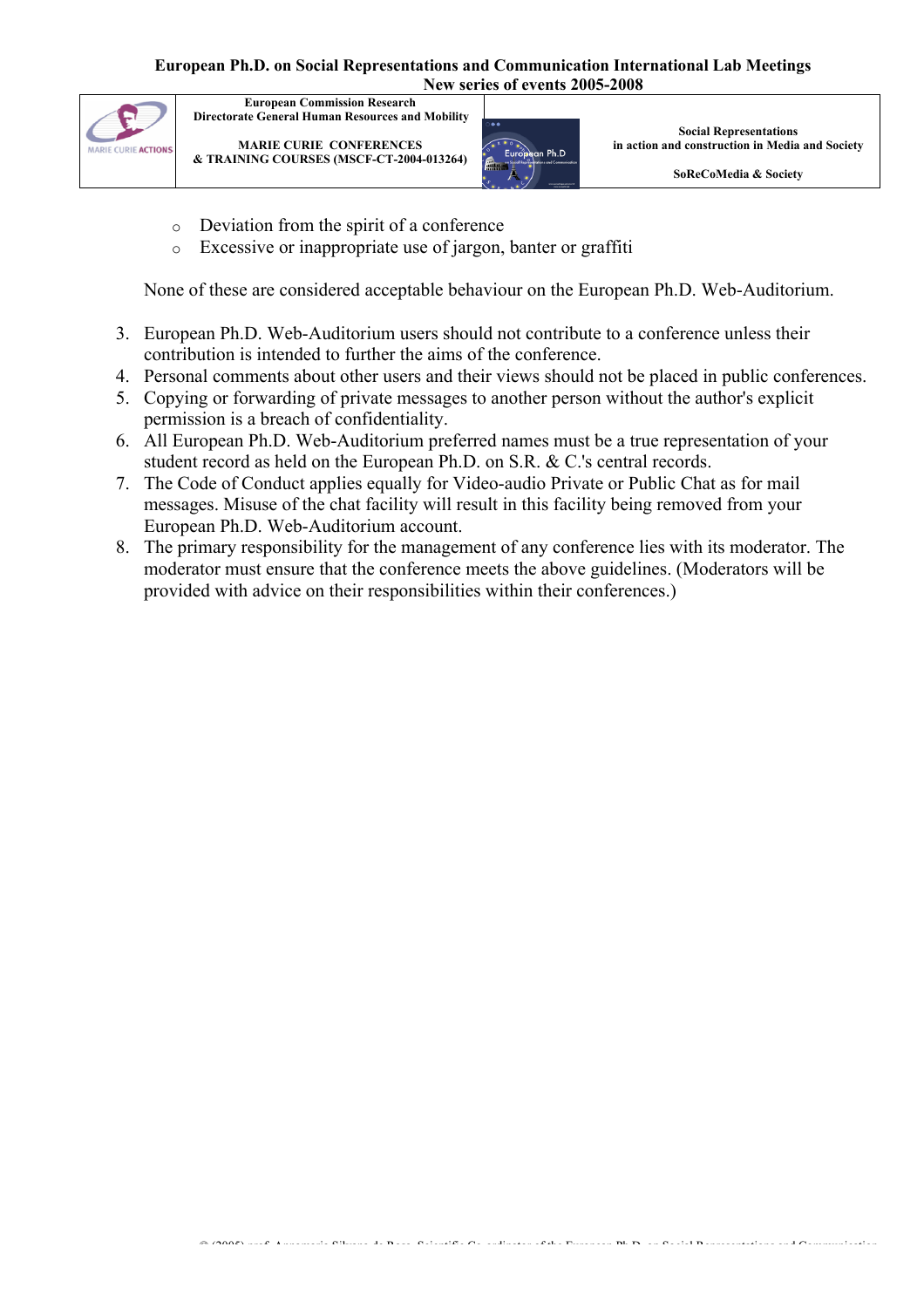- Deviation from the spirit of a conference
- Excessive or inappropriate use of jargon, banter or graffiti

None of these are considered acceptable behaviour on the European Ph.D. Web-Auditorium.

3. European Ph.D. Web-Auditorium users should not contribute to a conference unless their contribution is intended to further the aims of the conference.
4. Personal comments about other users and their views should not be placed in public conferences.
5. Copying or forwarding of private messages to another person without the author's explicit permission is a breach of confidentiality.
6. All European Ph.D. Web-Auditorium preferred names must be a true representation of your student record as held on the European Ph.D. on S.R. & C.'s central records.
7. The Code of Conduct applies equally for Video-audio Private or Public Chat as for mail messages. Misuse of the chat facility will result in this facility being removed from your European Ph.D. Web-Auditorium account.
8. The primary responsibility for the management of any conference lies with its moderator. The moderator must ensure that the conference meets the above guidelines. (Moderators will be provided with advice on their responsibilities within their conferences.)